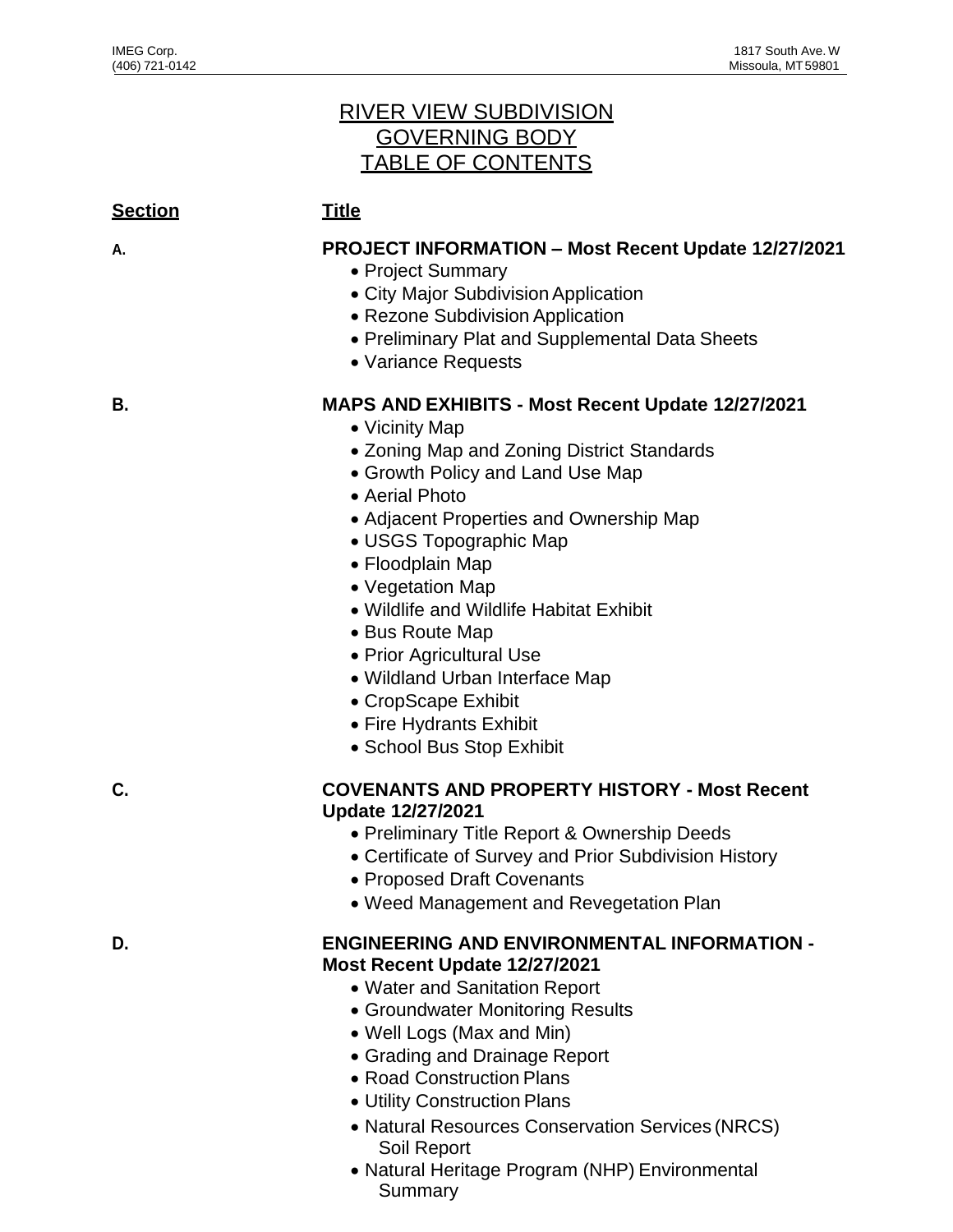IMEG Corp.
(406) 721-0142

1817 South Ave. W
Missoula, MT 59801

# RIVER VIEW SUBDIVISION
# GOVERNING BODY
# TABLE OF CONTENTS

| **Section** | **Title** |
|---|---|
| **A.** | **PROJECT INFORMATION – Most Recent Update 12/27/2021** |

- Project Summary
- City Major Subdivision Application
- Rezone Subdivision Application
- Preliminary Plat and Supplemental Data Sheets
- Variance Requests

**B.** **MAPS AND EXHIBITS - Most Recent Update 12/27/2021**

- Vicinity Map
- Zoning Map and Zoning District Standards
- Growth Policy and Land Use Map
- Aerial Photo
- Adjacent Properties and Ownership Map
- USGS Topographic Map
- Floodplain Map
- Vegetation Map
- Wildlife and Wildlife Habitat Exhibit
- Bus Route Map
- Prior Agricultural Use
- Wildland Urban Interface Map
- CropScape Exhibit
- Fire Hydrants Exhibit
- School Bus Stop Exhibit

**C.** **COVENANTS AND PROPERTY HISTORY - Most Recent Update 12/27/2021**

- Preliminary Title Report & Ownership Deeds
- Certificate of Survey and Prior Subdivision History
- Proposed Draft Covenants
- Weed Management and Revegetation Plan

**D.** **ENGINEERING AND ENVIRONMENTAL INFORMATION - Most Recent Update 12/27/2021**

- Water and Sanitation Report
- Groundwater Monitoring Results
- Well Logs (Max and Min)
- Grading and Drainage Report
- Road Construction Plans
- Utility Construction Plans
- Natural Resources Conservation Services (NRCS) Soil Report
- Natural Heritage Program (NHP) Environmental Summary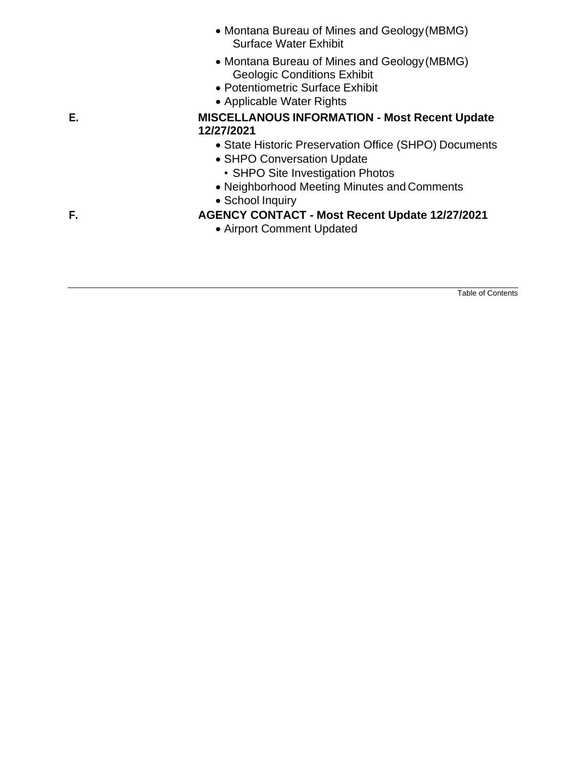- Montana Bureau of Mines and Geology (MBMG) Surface Water Exhibit
- Montana Bureau of Mines and Geology (MBMG) Geologic Conditions Exhibit
- Potentiometric Surface Exhibit
- Applicable Water Rights

**E. MISCELLANOUS INFORMATION - Most Recent Update 12/27/2021**

- State Historic Preservation Office (SHPO) Documents
- SHPO Conversation Update
  - SHPO Site Investigation Photos
- Neighborhood Meeting Minutes and Comments
- School Inquiry

**F. AGENCY CONTACT - Most Recent Update 12/27/2021**

- Airport Comment Updated